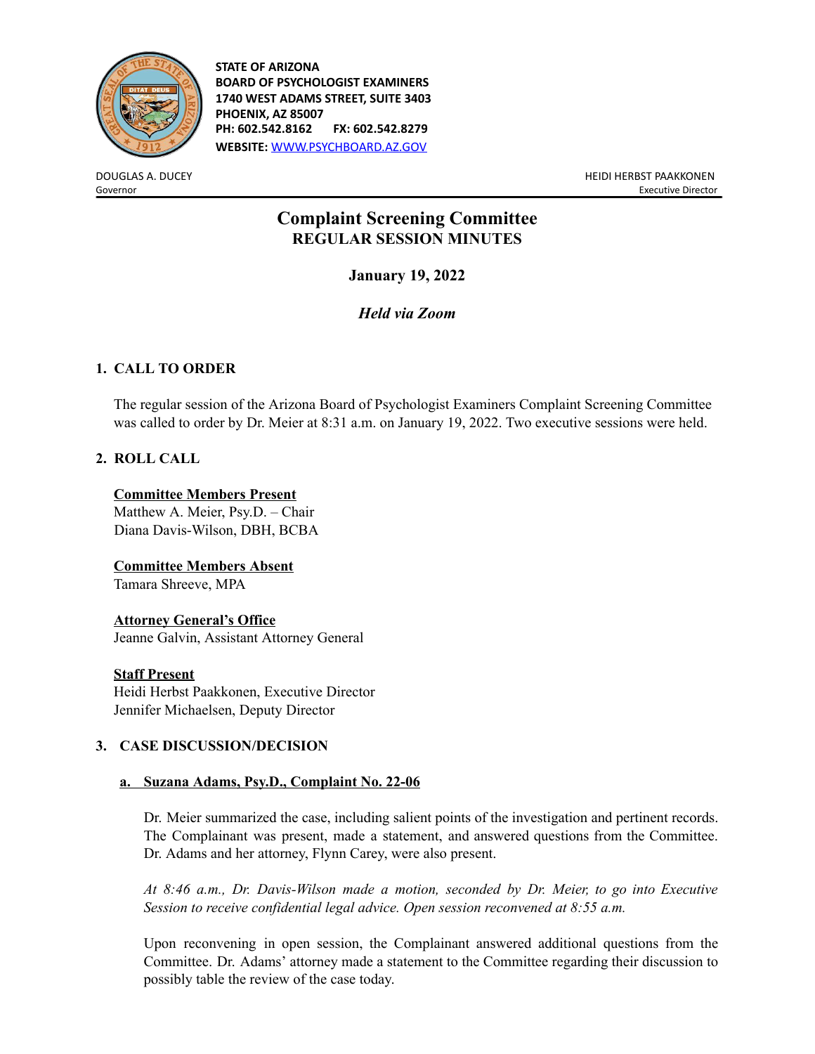STATE OF ARIZONA
**BOARD OF PSYCHOLOGIST EXAMINERS**
**1740 WEST ADAMS STREET, SUITE 3403**
**PHOENIX, AZ 85007**
**PH: 602.542.8162 FX: 602.542.8279**
**WEBSITE: [WWW.PSYCHBOARD.AZ.GOV](http://WWW.PSYCHBOARD.AZ.GOV)**

DOUGLAS A. DUCEY
Governor

HEIDI HERBST PAAKKONEN
Executive Director

# Complaint Screening Committee
## REGULAR SESSION MINUTES

**January 19, 2022**

***Held via Zoom***

## 1. CALL TO ORDER

The regular session of the Arizona Board of Psychologist Examiners Complaint Screening Committee was called to order by Dr. Meier at 8:31 a.m. on January 19, 2022. Two executive sessions were held.

## 2. ROLL CALL

**Committee Members Present**
Matthew A. Meier, Psy.D. – Chair
Diana Davis-Wilson, DBH, BCBA

**Committee Members Absent**
Tamara Shreeve, MPA

**Attorney General's Office**
Jeanne Galvin, Assistant Attorney General

**Staff Present**
Heidi Herbst Paakkonen, Executive Director
Jennifer Michaelsen, Deputy Director

## 3. CASE DISCUSSION/DECISION

### a. Suzana Adams, Psy.D., Complaint No. 22-06

Dr. Meier summarized the case, including salient points of the investigation and pertinent records. The Complainant was present, made a statement, and answered questions from the Committee. Dr. Adams and her attorney, Flynn Carey, were also present.

*At 8:46 a.m., Dr. Davis-Wilson made a motion, seconded by Dr. Meier, to go into Executive Session to receive confidential legal advice. Open session reconvened at 8:55 a.m.*

Upon reconvening in open session, the Complainant answered additional questions from the Committee. Dr. Adams' attorney made a statement to the Committee regarding their discussion to possibly table the review of the case today.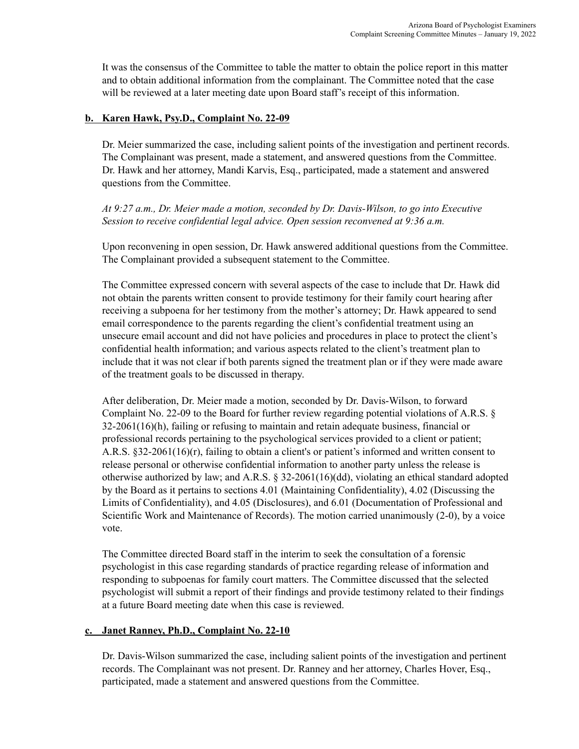It was the consensus of the Committee to table the matter to obtain the police report in this matter and to obtain additional information from the complainant. The Committee noted that the case will be reviewed at a later meeting date upon Board staff's receipt of this information.

**b. Karen Hawk, Psy.D., Complaint No. 22-09**

Dr. Meier summarized the case, including salient points of the investigation and pertinent records. The Complainant was present, made a statement, and answered questions from the Committee. Dr. Hawk and her attorney, Mandi Karvis, Esq., participated, made a statement and answered questions from the Committee.

*At 9:27 a.m., Dr. Meier made a motion, seconded by Dr. Davis-Wilson, to go into Executive Session to receive confidential legal advice. Open session reconvened at 9:36 a.m.*

Upon reconvening in open session, Dr. Hawk answered additional questions from the Committee. The Complainant provided a subsequent statement to the Committee.

The Committee expressed concern with several aspects of the case to include that Dr. Hawk did not obtain the parents written consent to provide testimony for their family court hearing after receiving a subpoena for her testimony from the mother's attorney; Dr. Hawk appeared to send email correspondence to the parents regarding the client's confidential treatment using an unsecure email account and did not have policies and procedures in place to protect the client's confidential health information; and various aspects related to the client's treatment plan to include that it was not clear if both parents signed the treatment plan or if they were made aware of the treatment goals to be discussed in therapy.

After deliberation, Dr. Meier made a motion, seconded by Dr. Davis-Wilson, to forward Complaint No. 22-09 to the Board for further review regarding potential violations of A.R.S. § 32-2061(16)(h), failing or refusing to maintain and retain adequate business, financial or professional records pertaining to the psychological services provided to a client or patient; A.R.S. §32-2061(16)(r), failing to obtain a client's or patient's informed and written consent to release personal or otherwise confidential information to another party unless the release is otherwise authorized by law; and A.R.S. § 32-2061(16)(dd), violating an ethical standard adopted by the Board as it pertains to sections 4.01 (Maintaining Confidentiality), 4.02 (Discussing the Limits of Confidentiality), and 4.05 (Disclosures), and 6.01 (Documentation of Professional and Scientific Work and Maintenance of Records). The motion carried unanimously (2-0), by a voice vote.

The Committee directed Board staff in the interim to seek the consultation of a forensic psychologist in this case regarding standards of practice regarding release of information and responding to subpoenas for family court matters. The Committee discussed that the selected psychologist will submit a report of their findings and provide testimony related to their findings at a future Board meeting date when this case is reviewed.

**c. Janet Ranney, Ph.D., Complaint No. 22-10**

Dr. Davis-Wilson summarized the case, including salient points of the investigation and pertinent records. The Complainant was not present. Dr. Ranney and her attorney, Charles Hover, Esq., participated, made a statement and answered questions from the Committee.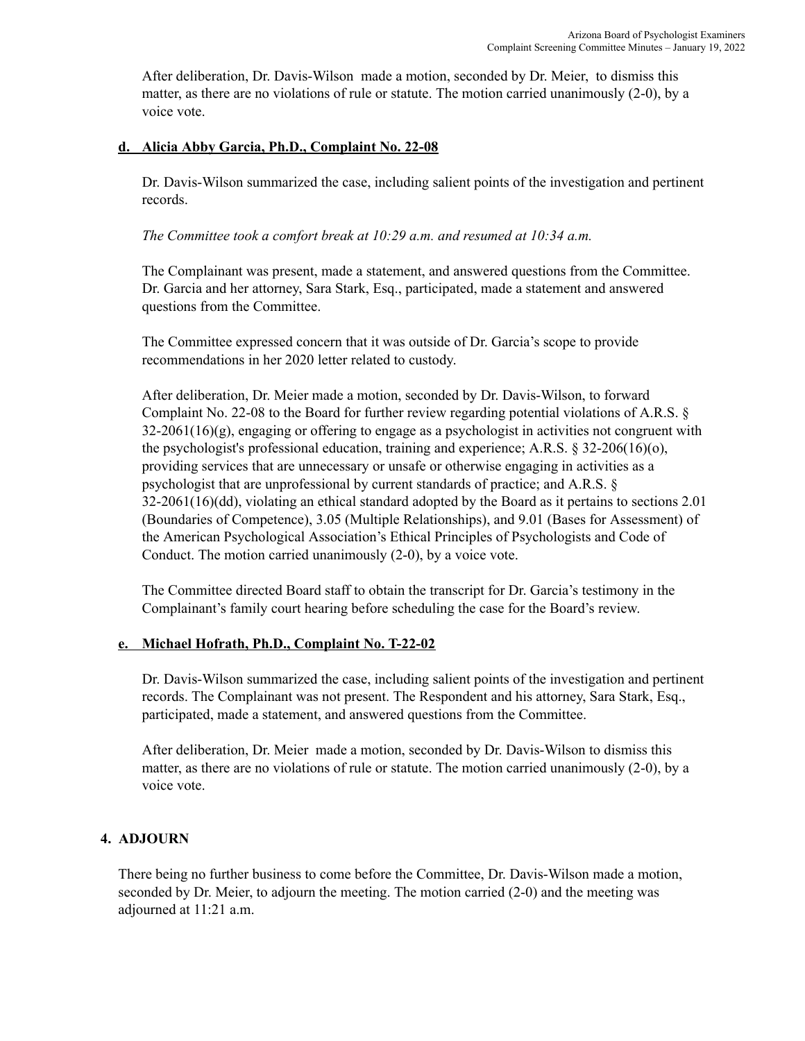After deliberation, Dr. Davis-Wilson made a motion, seconded by Dr. Meier, to dismiss this matter, as there are no violations of rule or statute. The motion carried unanimously (2-0), by a voice vote.

**d. Alicia Abby Garcia, Ph.D., Complaint No. 22-08**

Dr. Davis-Wilson summarized the case, including salient points of the investigation and pertinent records.

*The Committee took a comfort break at 10:29 a.m. and resumed at 10:34 a.m.*

The Complainant was present, made a statement, and answered questions from the Committee. Dr. Garcia and her attorney, Sara Stark, Esq., participated, made a statement and answered questions from the Committee.

The Committee expressed concern that it was outside of Dr. Garcia's scope to provide recommendations in her 2020 letter related to custody.

After deliberation, Dr. Meier made a motion, seconded by Dr. Davis-Wilson, to forward Complaint No. 22-08 to the Board for further review regarding potential violations of A.R.S. § 32-2061(16)(g), engaging or offering to engage as a psychologist in activities not congruent with the psychologist's professional education, training and experience; A.R.S. § 32-206(16)(o), providing services that are unnecessary or unsafe or otherwise engaging in activities as a psychologist that are unprofessional by current standards of practice; and A.R.S. § 32-2061(16)(dd), violating an ethical standard adopted by the Board as it pertains to sections 2.01 (Boundaries of Competence), 3.05 (Multiple Relationships), and 9.01 (Bases for Assessment) of the American Psychological Association's Ethical Principles of Psychologists and Code of Conduct. The motion carried unanimously (2-0), by a voice vote.

The Committee directed Board staff to obtain the transcript for Dr. Garcia's testimony in the Complainant's family court hearing before scheduling the case for the Board's review.

**e. Michael Hofrath, Ph.D., Complaint No. T-22-02**

Dr. Davis-Wilson summarized the case, including salient points of the investigation and pertinent records. The Complainant was not present. The Respondent and his attorney, Sara Stark, Esq., participated, made a statement, and answered questions from the Committee.

After deliberation, Dr. Meier made a motion, seconded by Dr. Davis-Wilson to dismiss this matter, as there are no violations of rule or statute. The motion carried unanimously (2-0), by a voice vote.

## 4. ADJOURN

There being no further business to come before the Committee, Dr. Davis-Wilson made a motion, seconded by Dr. Meier, to adjourn the meeting. The motion carried (2-0) and the meeting was adjourned at 11:21 a.m.